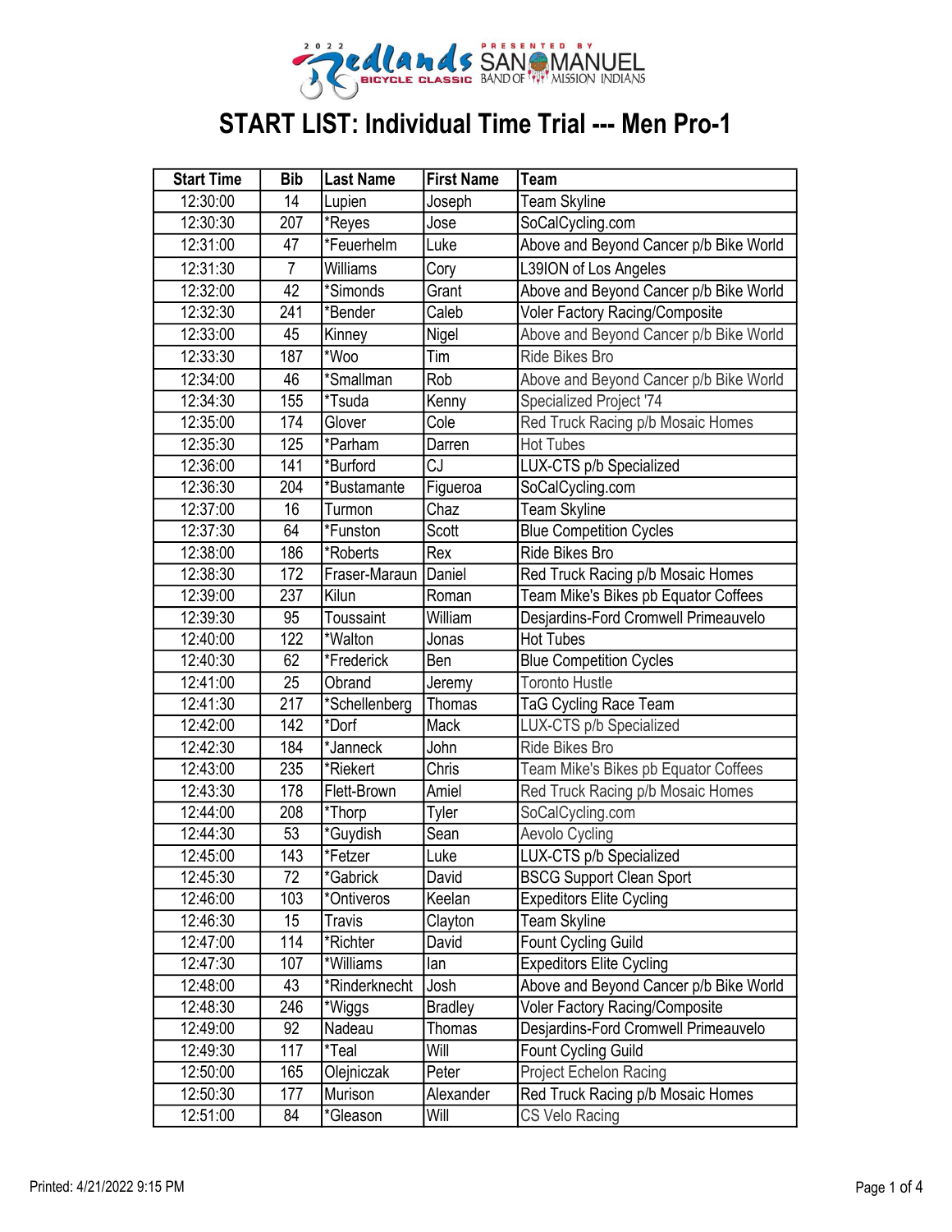# START LIST: Individual Time Trial --- Men Pro-1

| Start Time | Bib | Last Name | First Name | Team |
|---|---|---|---|---|
| 12:30:00 | 14 | Lupien | Joseph | Team Skyline |
| 12:30:30 | 207 | *Reyes | Jose | SoCalCycling.com |
| 12:31:00 | 47 | *Feuerhelm | Luke | Above and Beyond Cancer p/b Bike World |
| 12:31:30 | 7 | Williams | Cory | L39ION of Los Angeles |
| 12:32:00 | 42 | *Simonds | Grant | Above and Beyond Cancer p/b Bike World |
| 12:32:30 | 241 | *Bender | Caleb | Voler Factory Racing/Composite |
| 12:33:00 | 45 | Kinney | Nigel | Above and Beyond Cancer p/b Bike World |
| 12:33:30 | 187 | *Woo | Tim | Ride Bikes Bro |
| 12:34:00 | 46 | *Smallman | Rob | Above and Beyond Cancer p/b Bike World |
| 12:34:30 | 155 | *Tsuda | Kenny | Specialized Project '74 |
| 12:35:00 | 174 | Glover | Cole | Red Truck Racing p/b Mosaic Homes |
| 12:35:30 | 125 | *Parham | Darren | Hot Tubes |
| 12:36:00 | 141 | *Burford | CJ | LUX-CTS p/b Specialized |
| 12:36:30 | 204 | *Bustamante | Figueroa | SoCalCycling.com |
| 12:37:00 | 16 | Turmon | Chaz | Team Skyline |
| 12:37:30 | 64 | *Funston | Scott | Blue Competition Cycles |
| 12:38:00 | 186 | *Roberts | Rex | Ride Bikes Bro |
| 12:38:30 | 172 | Fraser-Maraun | Daniel | Red Truck Racing p/b Mosaic Homes |
| 12:39:00 | 237 | Kilun | Roman | Team Mike's Bikes pb Equator Coffees |
| 12:39:30 | 95 | Toussaint | William | Desjardins-Ford Cromwell Primeauvelo |
| 12:40:00 | 122 | *Walton | Jonas | Hot Tubes |
| 12:40:30 | 62 | *Frederick | Ben | Blue Competition Cycles |
| 12:41:00 | 25 | Obrand | Jeremy | Toronto Hustle |
| 12:41:30 | 217 | *Schellenberg | Thomas | TaG Cycling Race Team |
| 12:42:00 | 142 | *Dorf | Mack | LUX-CTS p/b Specialized |
| 12:42:30 | 184 | *Janneck | John | Ride Bikes Bro |
| 12:43:00 | 235 | *Riekert | Chris | Team Mike's Bikes pb Equator Coffees |
| 12:43:30 | 178 | Flett-Brown | Amiel | Red Truck Racing p/b Mosaic Homes |
| 12:44:00 | 208 | *Thorp | Tyler | SoCalCycling.com |
| 12:44:30 | 53 | *Guydish | Sean | Aevolo Cycling |
| 12:45:00 | 143 | *Fetzer | Luke | LUX-CTS p/b Specialized |
| 12:45:30 | 72 | *Gabrick | David | BSCG Support Clean Sport |
| 12:46:00 | 103 | *Ontiveros | Keelan | Expeditors Elite Cycling |
| 12:46:30 | 15 | Travis | Clayton | Team Skyline |
| 12:47:00 | 114 | *Richter | David | Fount Cycling Guild |
| 12:47:30 | 107 | *Williams | Ian | Expeditors Elite Cycling |
| 12:48:00 | 43 | *Rinderknecht | Josh | Above and Beyond Cancer p/b Bike World |
| 12:48:30 | 246 | *Wiggs | Bradley | Voler Factory Racing/Composite |
| 12:49:00 | 92 | Nadeau | Thomas | Desjardins-Ford Cromwell Primeauvelo |
| 12:49:30 | 117 | *Teal | Will | Fount Cycling Guild |
| 12:50:00 | 165 | Olejniczak | Peter | Project Echelon Racing |
| 12:50:30 | 177 | Murison | Alexander | Red Truck Racing p/b Mosaic Homes |
| 12:51:00 | 84 | *Gleason | Will | CS Velo Racing |

Printed: 4/21/2022 9:15 PM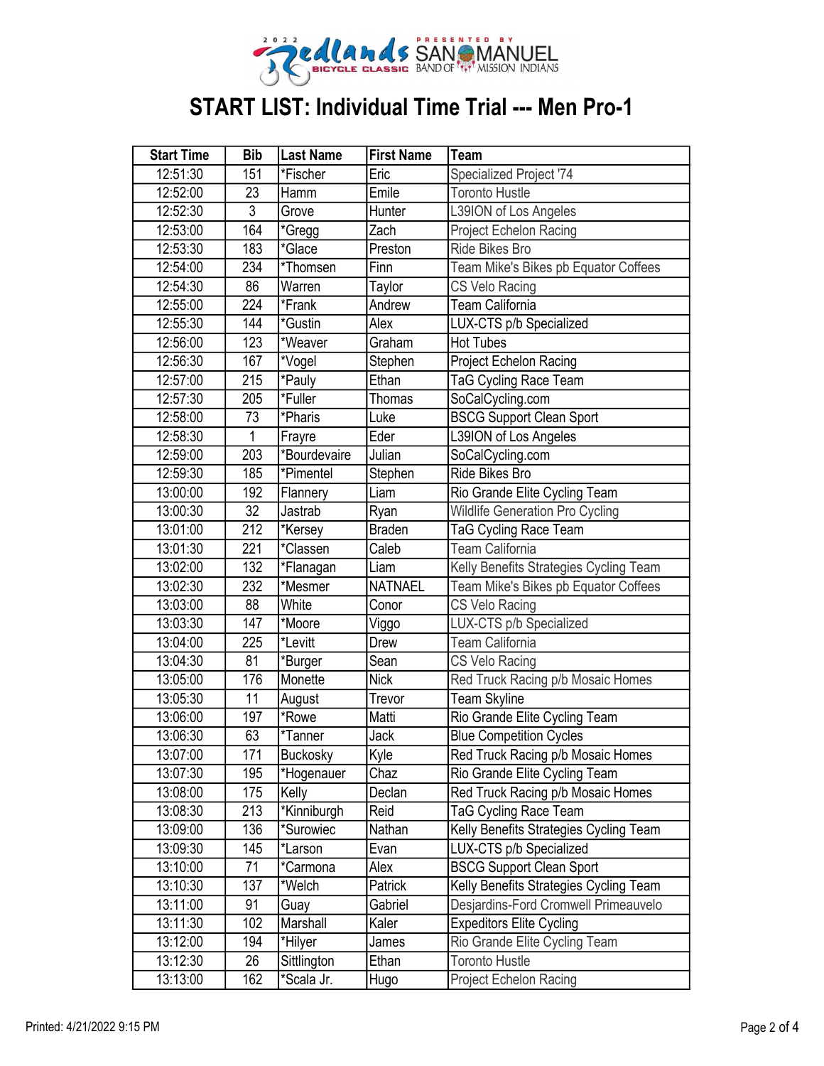# START LIST: Individual Time Trial --- Men Pro-1

| Start Time | Bib | Last Name | First Name | Team |
|---|---|---|---|---|
| 12:51:30 | 151 | *Fischer | Eric | Specialized Project '74 |
| 12:52:00 | 23 | Hamm | Emile | Toronto Hustle |
| 12:52:30 | 3 | Grove | Hunter | L39ION of Los Angeles |
| 12:53:00 | 164 | *Gregg | Zach | Project Echelon Racing |
| 12:53:30 | 183 | *Glace | Preston | Ride Bikes Bro |
| 12:54:00 | 234 | *Thomsen | Finn | Team Mike's Bikes pb Equator Coffees |
| 12:54:30 | 86 | Warren | Taylor | CS Velo Racing |
| 12:55:00 | 224 | *Frank | Andrew | Team California |
| 12:55:30 | 144 | *Gustin | Alex | LUX-CTS p/b Specialized |
| 12:56:00 | 123 | *Weaver | Graham | Hot Tubes |
| 12:56:30 | 167 | *Vogel | Stephen | Project Echelon Racing |
| 12:57:00 | 215 | *Pauly | Ethan | TaG Cycling Race Team |
| 12:57:30 | 205 | *Fuller | Thomas | SoCalCycling.com |
| 12:58:00 | 73 | *Pharis | Luke | BSCG Support Clean Sport |
| 12:58:30 | 1 | Frayre | Eder | L39ION of Los Angeles |
| 12:59:00 | 203 | *Bourdevaire | Julian | SoCalCycling.com |
| 12:59:30 | 185 | *Pimentel | Stephen | Ride Bikes Bro |
| 13:00:00 | 192 | Flannery | Liam | Rio Grande Elite Cycling Team |
| 13:00:30 | 32 | Jastrab | Ryan | Wildlife Generation Pro Cycling |
| 13:01:00 | 212 | *Kersey | Braden | TaG Cycling Race Team |
| 13:01:30 | 221 | *Classen | Caleb | Team California |
| 13:02:00 | 132 | *Flanagan | Liam | Kelly Benefits Strategies Cycling Team |
| 13:02:30 | 232 | *Mesmer | NATNAEL | Team Mike's Bikes pb Equator Coffees |
| 13:03:00 | 88 | White | Conor | CS Velo Racing |
| 13:03:30 | 147 | *Moore | Viggo | LUX-CTS p/b Specialized |
| 13:04:00 | 225 | *Levitt | Drew | Team California |
| 13:04:30 | 81 | *Burger | Sean | CS Velo Racing |
| 13:05:00 | 176 | Monette | Nick | Red Truck Racing p/b Mosaic Homes |
| 13:05:30 | 11 | August | Trevor | Team Skyline |
| 13:06:00 | 197 | *Rowe | Matti | Rio Grande Elite Cycling Team |
| 13:06:30 | 63 | *Tanner | Jack | Blue Competition Cycles |
| 13:07:00 | 171 | Buckosky | Kyle | Red Truck Racing p/b Mosaic Homes |
| 13:07:30 | 195 | *Hogenauer | Chaz | Rio Grande Elite Cycling Team |
| 13:08:00 | 175 | Kelly | Declan | Red Truck Racing p/b Mosaic Homes |
| 13:08:30 | 213 | *Kinniburgh | Reid | TaG Cycling Race Team |
| 13:09:00 | 136 | *Surowiec | Nathan | Kelly Benefits Strategies Cycling Team |
| 13:09:30 | 145 | *Larson | Evan | LUX-CTS p/b Specialized |
| 13:10:00 | 71 | *Carmona | Alex | BSCG Support Clean Sport |
| 13:10:30 | 137 | *Welch | Patrick | Kelly Benefits Strategies Cycling Team |
| 13:11:00 | 91 | Guay | Gabriel | Desjardins-Ford Cromwell Primeauvelo |
| 13:11:30 | 102 | Marshall | Kaler | Expeditors Elite Cycling |
| 13:12:00 | 194 | *Hilyer | James | Rio Grande Elite Cycling Team |
| 13:12:30 | 26 | Sittlington | Ethan | Toronto Hustle |
| 13:13:00 | 162 | *Scala Jr. | Hugo | Project Echelon Racing |

Printed: 4/21/2022 9:15 PM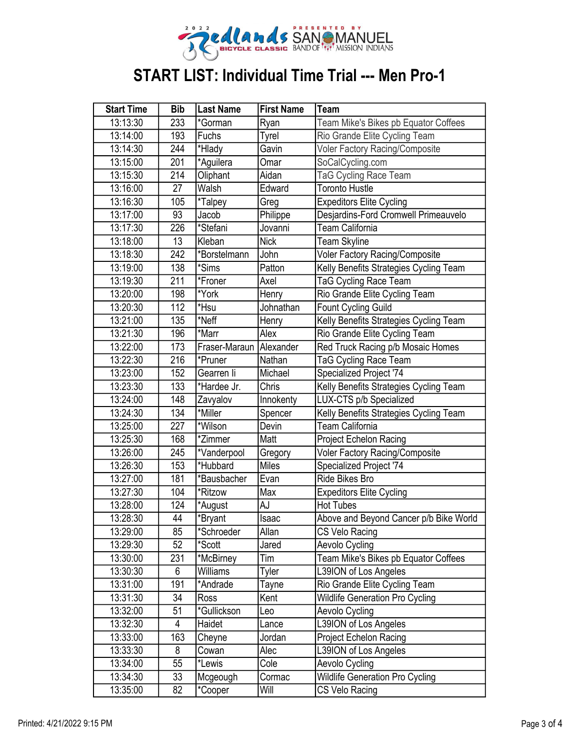# START LIST: Individual Time Trial --- Men Pro-1

| Start Time | Bib | Last Name | First Name | Team |
|---|---|---|---|---|
| 13:13:30 | 233 | *Gorman | Ryan | Team Mike's Bikes pb Equator Coffees |
| 13:14:00 | 193 | Fuchs | Tyrel | Rio Grande Elite Cycling Team |
| 13:14:30 | 244 | *Hlady | Gavin | Voler Factory Racing/Composite |
| 13:15:00 | 201 | *Aguilera | Omar | SoCalCycling.com |
| 13:15:30 | 214 | Oliphant | Aidan | TaG Cycling Race Team |
| 13:16:00 | 27 | Walsh | Edward | Toronto Hustle |
| 13:16:30 | 105 | *Talpey | Greg | Expeditors Elite Cycling |
| 13:17:00 | 93 | Jacob | Philippe | Desjardins-Ford Cromwell Primeauvelo |
| 13:17:30 | 226 | *Stefani | Jovanni | Team California |
| 13:18:00 | 13 | Kleban | Nick | Team Skyline |
| 13:18:30 | 242 | *Borstelmann | John | Voler Factory Racing/Composite |
| 13:19:00 | 138 | *Sims | Patton | Kelly Benefits Strategies Cycling Team |
| 13:19:30 | 211 | *Froner | Axel | TaG Cycling Race Team |
| 13:20:00 | 198 | *York | Henry | Rio Grande Elite Cycling Team |
| 13:20:30 | 112 | *Hsu | Johnathan | Fount Cycling Guild |
| 13:21:00 | 135 | *Neff | Henry | Kelly Benefits Strategies Cycling Team |
| 13:21:30 | 196 | *Marr | Alex | Rio Grande Elite Cycling Team |
| 13:22:00 | 173 | Fraser-Maraun | Alexander | Red Truck Racing p/b Mosaic Homes |
| 13:22:30 | 216 | *Pruner | Nathan | TaG Cycling Race Team |
| 13:23:00 | 152 | Gearren Ii | Michael | Specialized Project '74 |
| 13:23:30 | 133 | *Hardee Jr. | Chris | Kelly Benefits Strategies Cycling Team |
| 13:24:00 | 148 | Zavyalov | Innokenty | LUX-CTS p/b Specialized |
| 13:24:30 | 134 | *Miller | Spencer | Kelly Benefits Strategies Cycling Team |
| 13:25:00 | 227 | *Wilson | Devin | Team California |
| 13:25:30 | 168 | *Zimmer | Matt | Project Echelon Racing |
| 13:26:00 | 245 | *Vanderpool | Gregory | Voler Factory Racing/Composite |
| 13:26:30 | 153 | *Hubbard | Miles | Specialized Project '74 |
| 13:27:00 | 181 | *Bausbacher | Evan | Ride Bikes Bro |
| 13:27:30 | 104 | *Ritzow | Max | Expeditors Elite Cycling |
| 13:28:00 | 124 | *August | AJ | Hot Tubes |
| 13:28:30 | 44 | *Bryant | Isaac | Above and Beyond Cancer p/b Bike World |
| 13:29:00 | 85 | *Schroeder | Allan | CS Velo Racing |
| 13:29:30 | 52 | *Scott | Jared | Aevolo Cycling |
| 13:30:00 | 231 | *McBirney | Tim | Team Mike's Bikes pb Equator Coffees |
| 13:30:30 | 6 | Williams | Tyler | L39ION of Los Angeles |
| 13:31:00 | 191 | *Andrade | Tayne | Rio Grande Elite Cycling Team |
| 13:31:30 | 34 | Ross | Kent | Wildlife Generation Pro Cycling |
| 13:32:00 | 51 | *Gullickson | Leo | Aevolo Cycling |
| 13:32:30 | 4 | Haidet | Lance | L39ION of Los Angeles |
| 13:33:00 | 163 | Cheyne | Jordan | Project Echelon Racing |
| 13:33:30 | 8 | Cowan | Alec | L39ION of Los Angeles |
| 13:34:00 | 55 | *Lewis | Cole | Aevolo Cycling |
| 13:34:30 | 33 | Mcgeough | Cormac | Wildlife Generation Pro Cycling |
| 13:35:00 | 82 | *Cooper | Will | CS Velo Racing |

Printed: 4/21/2022 9:15 PM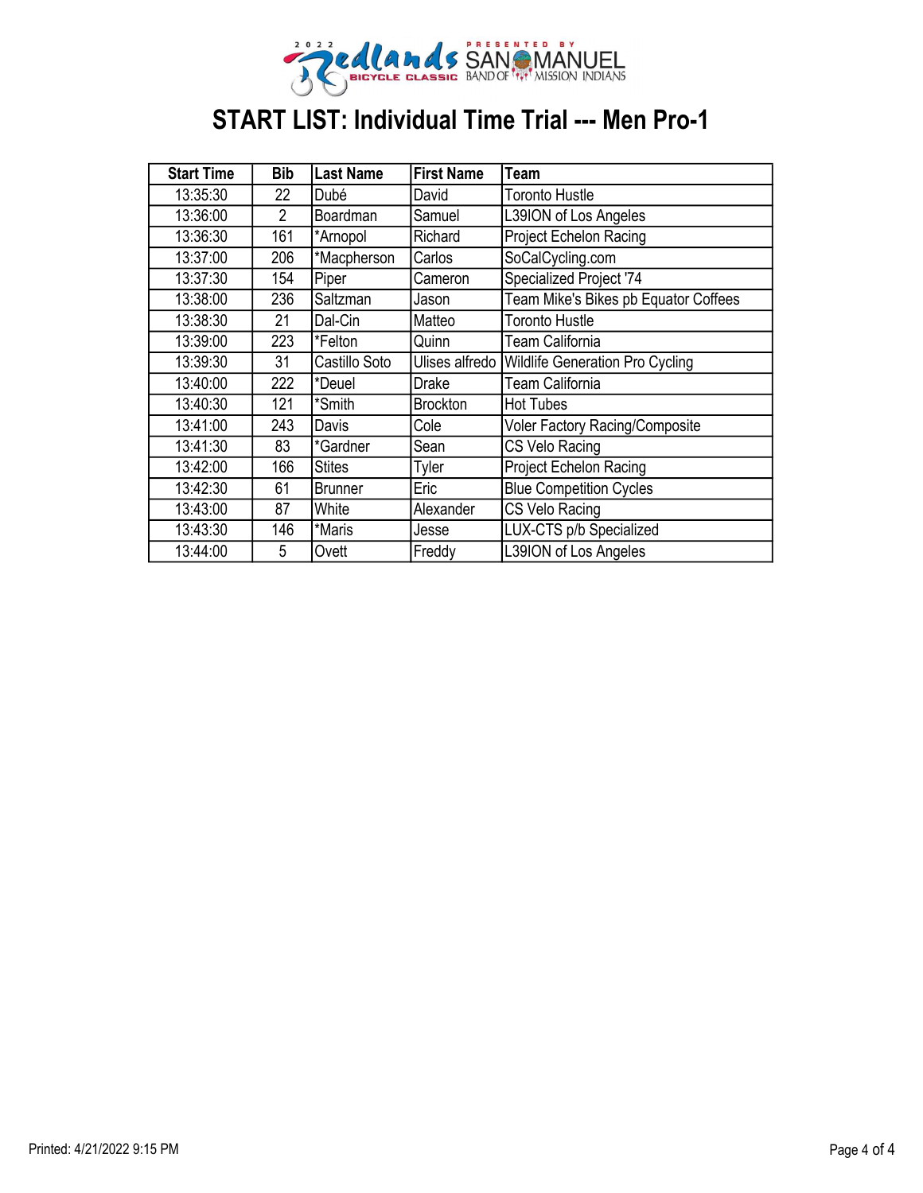# START LIST: Individual Time Trial --- Men Pro-1

| Start Time | Bib | Last Name | First Name | Team |
|---|---|---|---|---|
| 13:35:30 | 22 | Dubé | David | Toronto Hustle |
| 13:36:00 | 2 | Boardman | Samuel | L39ION of Los Angeles |
| 13:36:30 | 161 | *Arnopol | Richard | Project Echelon Racing |
| 13:37:00 | 206 | *Macpherson | Carlos | SoCalCycling.com |
| 13:37:30 | 154 | Piper | Cameron | Specialized Project '74 |
| 13:38:00 | 236 | Saltzman | Jason | Team Mike's Bikes pb Equator Coffees |
| 13:38:30 | 21 | Dal-Cin | Matteo | Toronto Hustle |
| 13:39:00 | 223 | *Felton | Quinn | Team California |
| 13:39:30 | 31 | Castillo Soto | Ulises alfredo | Wildlife Generation Pro Cycling |
| 13:40:00 | 222 | *Deuel | Drake | Team California |
| 13:40:30 | 121 | *Smith | Brockton | Hot Tubes |
| 13:41:00 | 243 | Davis | Cole | Voler Factory Racing/Composite |
| 13:41:30 | 83 | *Gardner | Sean | CS Velo Racing |
| 13:42:00 | 166 | Stites | Tyler | Project Echelon Racing |
| 13:42:30 | 61 | Brunner | Eric | Blue Competition Cycles |
| 13:43:00 | 87 | White | Alexander | CS Velo Racing |
| 13:43:30 | 146 | *Maris | Jesse | LUX-CTS p/b Specialized |
| 13:44:00 | 5 | Ovett | Freddy | L39ION of Los Angeles |

Printed: 4/21/2022 9:15 PM